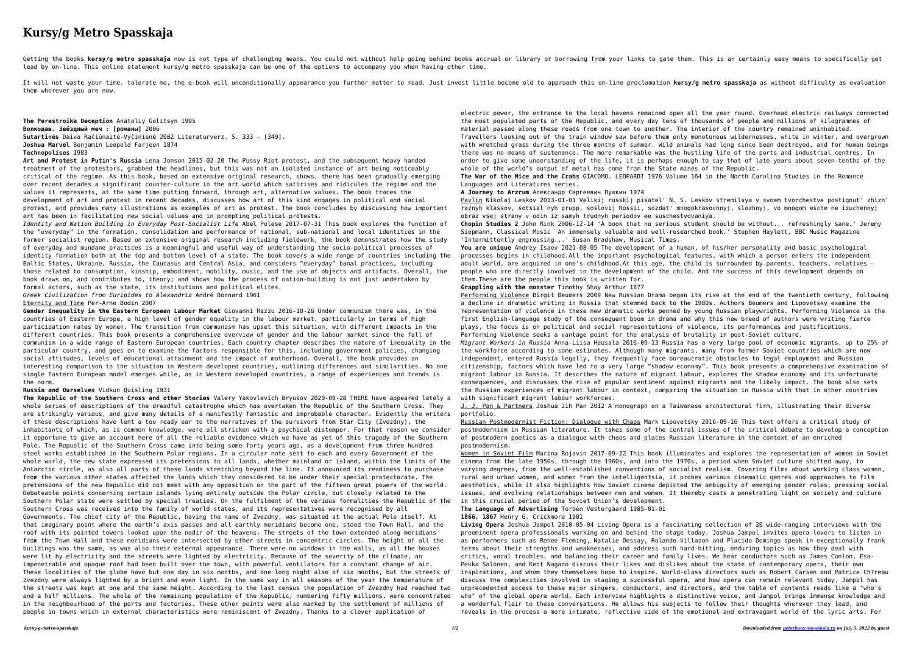# Kursy/g Metro Spasskaja

Getting the books **kursy/g metro spasskaja** now is not type of challenging means. You could not without help going behind books accrual or library or borrowing from your links to gate them. This is an certainly easy means to specifically get lead by on-line. This online statement kursy/g metro spasskaja can be one of the options to accompany you when having other time.

It will not waste your time. tolerate me, the e-book will unconditionally appearance you further matter to read. Just invest little become old to approach this on-line proclamation **kursy/g metro spasskaja** as without difficulty as evaluation them wherever you are now.

**The Perestroika Deception** Anatoliy Golitsyn 1995

**Волкодав. Звёздный меч : [романы]** 2006

**Sutartinės** Daiva Račiūnaitė-Vyčinienė 2002 Literaturverz. S. 333 - [349].

**Joshua Marvel** Benjamin Leopold Farjeon 1874

**Technopolises** 1983

**Art and Protest in Putin's Russia** Lena Jonson 2015-02-20 The Pussy Riot protest, and the subsequent heavy handed treatment of the protestors, grabbed the headlines, but this was not an isolated instance of art being noticeably critical of the regime. As this book, based on extensive original research, shows, there has been gradually emerging over recent decades a significant counter-culture in the art world which satirises and ridicules the regime and the values it represents, at the same time putting forward, through art, alternative values. The book traces the development of art and protest in recent decades, discusses how art of this kind engages in political and social protest, and provides many illustrations as examples of art as protest. The book concludes by discussing how important art has been in facilitating new social values and in prompting political protests.

*Identity and Nation Building in Everyday Post-Socialist Life* Abel Polese 2017-07-31 This book explores the function of the "everyday" in the formation, consolidation and performance of national, sub-national and local identities in the former socialist region. Based on extensive original research including fieldwork, the book demonstrates how the study of everyday and mundane practices is a meaningful and useful way of understanding the socio-political processes of identity formation both at the top and bottom level of a state. The book covers a wide range of countries including the Baltic States, Ukraine, Russia, the Caucasus and Central Asia, and considers "everyday" banal practices, including those related to consumption, kinship, embodiment, mobility, music, and the use of objects and artifacts. Overall, the book draws on, and contributes to, theory; and shows how the process of nation-building is not just undertaken by formal actors, such as the state, its institutions and political elites.

*Greek Civilization from Euripides to Alexandria* André Bonnard 1961

Eternity and Time Per-Arne Bodin 2007

**Gender Inequality in the Eastern European Labour Market** Giovanni Razzu 2016-10-26 Under communism there was, in the countries of Eastern Europe, a high level of gender equality in the labour market, particularly in terms of high participation rates by women. The transition from communism has upset this situation, with different impacts in the different countries. This book presents a comprehensive overview of gender and the labour market since the fall of communism in a wide range of Eastern European countries. Each country chapter describes the nature of inequality in the particular country, and goes on to examine the factors responsible for this, including government policies, changing social attitudes, levels of educational attainment and the impact of motherhood. Overall, the book provides an interesting comparison to the situation in Western developed countries, outlining differences and similarities. No one single Eastern European model emerges while, as in Western developed countries, a range of experiences and trends is the norm.

**Russia and Ourselves** Vidkun Quisling 1931

**The Republic of the Southern Cross and other Stories** Valery Yakovlevich Bryusov 2020-09-28 THERE have appeared lately a whole series of descriptions of the dreadful catastrophe which has overtaken the Republic of the Southern Cross. They are strikingly various, and give many details of a manifestly fantastic and improbable character. Evidently the writers of these descriptions have lent a too ready ear to the narratives of the survivors from Star City (Zvezdny), the inhabitants of which, as is common knowledge, were all stricken with a psychical distemper. For that reason we consider it opportune to give an account here of all the reliable evidence which we have as yet of this tragedy of the Southern Pole. The Republic of the Southern Cross came into being some forty years ago, as a development from three hundred steel works established in the Southern Polar regions. In a circular note sent to each and every Government of the whole world, the new state expressed its pretensions to all lands, whether mainland or island, within the limits of the Antarctic circle, as also all parts of these lands stretching beyond the line. It announced its readiness to purchase from the various other states affected the lands which they considered to be under their special protectorate. The pretensions of the new Republic did not meet with any opposition on the part of the fifteen great powers of the world. Debateable points concerning certain islands lying entirely outside the Polar circle, but closely related to the Southern Polar state were settled by special treaties. On the fulfilment of the various formalities the Republic of the Southern Cross was received into the family of world states, and its representatives were recognised by all Governments. The chief city of the Republic, having the name of Zvezdny, was situated at the actual Pole itself. At that imaginary point where the earth's axis passes and all earthly meridians become one, stood the Town Hall, and the roof with its pointed towers looked upon the nadir of the heavens. The streets of the town extended along meridians from the Town Hall and these meridians were intersected by other streets in concentric circles. The height of all the buildings was the same, as was also their external appearance. There were no windows in the walls, as all the houses were lit by electricity and the streets were lighted by electricity. Because of the severity of the climate, an impenetrable and opaque roof had been built over the town, with powerful ventilators for a constant change of air. These localities of the globe have but one day in six months, and one long night also of six months, but the streets of Zvezdny were always lighted by a bright and even light. In the same way in all seasons of the year the temperature of the streets was kept at one and the same height. According to the last census the population of Zvezdny had reached two and a half millions. The whole of the remaining population of the Republic, numbering fifty millions, were concentrated in the neighbourhood of the ports and factories. These other points were also marked by the settlement of millions of people in towns which in external characteristics were reminiscent of Zvezdny. Thanks to a clever application of electric power, the entrance to the local havens remained open all the year round. Overhead electric railways connected the most populated parts of the Republic, and every day tens of thousands of people and millions of kilogrammes of material passed along these roads from one town to another. The interior of the country remained uninhabited. Travellers looking out of the train window saw before them only monotonous wildernesses, white in winter, and overgrown with wretched grass during the three months of summer. Wild animals had long since been destroyed, and for human beings there was no means of sustenance. The more remarkable was the hustling life of the ports and industrial centres. In order to give some understanding of the life, it is perhaps enough to say that of late years about seven-tenths of the whole of the world's output of metal has come from the State mines of the Republic.

**The War of the Mice and the Crabs** GIACOMO. LEOPARDI 1976 Volume 164 in the North Carolina Studies in the Romance Languages and Literatures series.

**A Journey to Arzrum** Александр Сергеевич Пушкин 1974

Pavlin Nikolaj Leskov 2013-01-01 Velikij russkij pisatel' N. S. Leskov stremilsya v svoem tvorchestve postignut' zhizn' raznyh klassov, sotsial'nyh grupp, soslovij Rossii, sozdat' mnogokrasochnyj, slozhnyj, vo mnogom esche ne izuchennyj obraz vsej strany v odin iz samyh trudnyh periodov ee suschestvovaniya.

**Chopin Studies 2** John Rink 2006-12-14 'A book that no serious student should be without... refreshingly sane.' Jeremy Siepmann, Classical Music 'An immensely valuable and well-researched book.' Stephen Haylett, BBC Music Magazine 'Intermittently engrossing...' Susan Bradshaw, Musical Times.

**You are unique** Andrey Isaev 2021-08-05 The development of a human, of his/her personality and basic psychological processes begins in childhood.All the important psychological features, with which a person enters the independent adult world, are acquired in one's childhood.At this age, the child is surrounded by parents, teachers, relatives – people who are directly involved in the development of the child. And the success of this development depends on them.These are the people this book is written for.

**Grappling with the monster** Timothy Shay Arthur 1877

Performing Violence Birgit Beumers 2009 New Russian Drama began its rise at the end of the twentieth century, following a decline in dramatic writing in Russia that stemmed back to the 1980s. Authors Beumers and Lipovetsky examine the representation of violence in these new dramatic works penned by young Russian playwrights. Performing Violence is the first English-language study of the consequent boom in drama and why this new breed of authors were writing fierce plays, the focus is on political and social representations of violence, its performances and justifications. Performing Violence seeks a vantage point for the analysis of brutality in post-Soviet culture.

*Migrant Workers in Russia* Anna-Liisa Heusala 2016-09-13 Russia has a very large pool of economic migrants, up to 25% of the workforce according to some estimates. Although many migrants, many from former Soviet countries which are now independent, entered Russia legally, they frequently face bureaucratic obstacles to legal employment and Russian citizenship, factors which have led to a very large "shadow economy". This book presents a comprehensive examination of migrant labour in Russia. It describes the nature of migrant labour, explores the shadow economy and its unfortunate consequences, and discusses the rise of popular sentiment against migrants and the likely impact. The book also sets the Russian experiences of migrant labour in context, comparing the situation in Russia with that in other countries with significant migrant labour workforces.

J. J. Pan & Partners Joshua Jih Pan 2012 A monograph on a Taiwanese architectural firm, illustrating their diverse portfolio.

Russian Postmodernist Fiction: Dialogue with Chaos Mark Lipovetsky 2016-09-16 This text offers a critical study of postmodernism in Russian literature. It takes some of the central issues of the critical debate to develop a conception of postmodern poetics as a dialogue with chaos and places Russian literature in the context of an enriched postmodernism.

Women in Soviet Film Marina Rojavin 2017-09-22 This book illuminates and explores the representation of women in Soviet cinema from the late 1950s, through the 1960s, and into the 1970s, a period when Soviet culture shifted away, to varying degrees, from the well-established conventions of socialist realism. Covering films about working class women, rural and urban women, and women from the intelligentsia, it probes various cinematic genres and approaches to film aesthetics, while it also highlights how Soviet cinema depicted the ambiguity of emerging gender roles, pressing social issues, and evolving relationships between men and women. It thereby casts a penetrating light on society and culture in this crucial period of the Soviet Union's development.

**The Language of Advertising** Torben Vestergaard 1985-01-01

**1866, 1867** Henry G. Crickmore 1901

**Living Opera** Joshua Jampol 2010-05-04 Living Opera is a fascinating collection of 20 wide-ranging interviews with the preeminent opera professionals working on and behind the stage today. Joshua Jampol invites opera-lovers to listen in as performers such as Renee Fleming, Natalie Dessay, Rolando Villazon and Placido Domingo speak in exceptionally frank terms about their strengths and weaknesses, and address such hard-hitting, enduring topics as how they deal with critics, vocal troubles, and balancing their career and family lives. We hear conductors such as James Conlon, Esa-Pekka Salonen, and Kent Nagano discuss their likes and dislikes about the state of contemporary opera, their own inspirations, and whom they themselves hope to inspire. World-class directors such as Robert Carsen and Patrice Ch?reau discuss the complexities involved in staging a successful opera, and how opera can remain relevant today. Jampol has unprecedented access to these major singers, conductors, and directors, and the table of contents reads like a "who's who" of the global opera world. Each interview highlights a distinctive voice, and Jampol brings immense knowledge and a wonderful flair to these conversations. He allows his subjects to follow their thoughts wherever they lead, and reveals in the process a more intimate, reflective side of the emotional and extravagant world of the lyric arts. For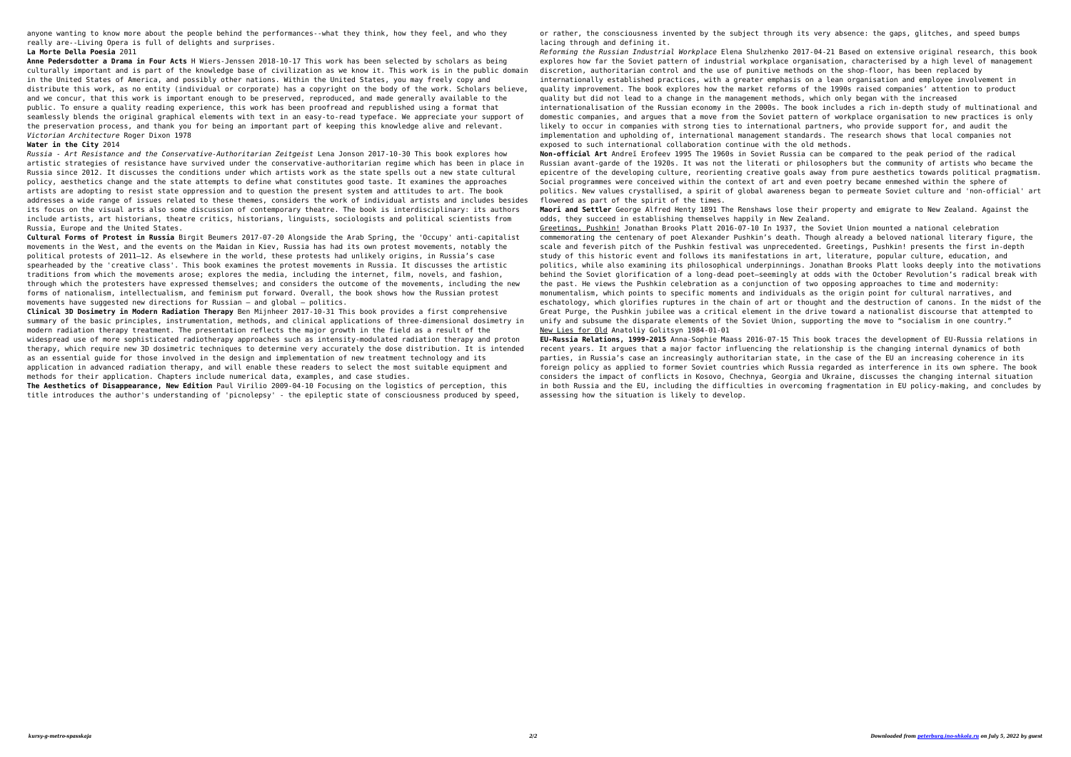anyone wanting to know more about the people behind the performances--what they think, how they feel, and who they really are--Living Opera is full of delights and surprises.

**La Morte Della Poesia** 2011

**Anne Pedersdotter a Drama in Four Acts** H Wiers-Jenssen 2018-10-17 This work has been selected by scholars as being culturally important and is part of the knowledge base of civilization as we know it. This work is in the public domain in the United States of America, and possibly other nations. Within the United States, you may freely copy and distribute this work, as no entity (individual or corporate) has a copyright on the body of the work. Scholars believe, and we concur, that this work is important enough to be preserved, reproduced, and made generally available to the public. To ensure a quality reading experience, this work has been proofread and republished using a format that seamlessly blends the original graphical elements with text in an easy-to-read typeface. We appreciate your support of the preservation process, and thank you for being an important part of keeping this knowledge alive and relevant.

*Victorian Architecture* Roger Dixon 1978

**Water in the City** 2014

*Russia - Art Resistance and the Conservative-Authoritarian Zeitgeist* Lena Jonson 2017-10-30 This book explores how artistic strategies of resistance have survived under the conservative-authoritarian regime which has been in place in Russia since 2012. It discusses the conditions under which artists work as the state spells out a new state cultural policy, aesthetics change and the state attempts to define what constitutes good taste. It examines the approaches artists are adopting to resist state oppression and to question the present system and attitudes to art. The book addresses a wide range of issues related to these themes, considers the work of individual artists and includes besides its focus on the visual arts also some discussion of contemporary theatre. The book is interdisciplinary: its authors include artists, art historians, theatre critics, historians, linguists, sociologists and political scientists from Russia, Europe and the United States.

**Cultural Forms of Protest in Russia** Birgit Beumers 2017-07-20 Alongside the Arab Spring, the 'Occupy' anti-capitalist movements in the West, and the events on the Maidan in Kiev, Russia has had its own protest movements, notably the political protests of 2011–12. As elsewhere in the world, these protests had unlikely origins, in Russia's case spearheaded by the 'creative class'. This book examines the protest movements in Russia. It discusses the artistic traditions from which the movements arose; explores the media, including the internet, film, novels, and fashion, through which the protesters have expressed themselves; and considers the outcome of the movements, including the new forms of nationalism, intellectualism, and feminism put forward. Overall, the book shows how the Russian protest movements have suggested new directions for Russian – and global – politics.

**Clinical 3D Dosimetry in Modern Radiation Therapy** Ben Mijnheer 2017-10-31 This book provides a first comprehensive summary of the basic principles, instrumentation, methods, and clinical applications of three-dimensional dosimetry in modern radiation therapy treatment. The presentation reflects the major growth in the field as a result of the widespread use of more sophisticated radiotherapy approaches such as intensity-modulated radiation therapy and proton therapy, which require new 3D dosimetric techniques to determine very accurately the dose distribution. It is intended as an essential guide for those involved in the design and implementation of new treatment technology and its application in advanced radiation therapy, and will enable these readers to select the most suitable equipment and methods for their application. Chapters include numerical data, examples, and case studies.

**The Aesthetics of Disappearance, New Edition** Paul Virilio 2009-04-10 Focusing on the logistics of perception, this title introduces the author's understanding of 'picnolepsy' - the epileptic state of consciousness produced by speed, or rather, the consciousness invented by the subject through its very absence: the gaps, glitches, and speed bumps lacing through and defining it.

*Reforming the Russian Industrial Workplace* Elena Shulzhenko 2017-04-21 Based on extensive original research, this book explores how far the Soviet pattern of industrial workplace organisation, characterised by a high level of management discretion, authoritarian control and the use of punitive methods on the shop-floor, has been replaced by internationally established practices, with a greater emphasis on a lean organisation and employee involvement in quality improvement. The book explores how the market reforms of the 1990s raised companies' attention to product quality but did not lead to a change in the management methods, which only began with the increased internationalisation of the Russian economy in the 2000s. The book includes a rich in-depth study of multinational and domestic companies, and argues that a move from the Soviet pattern of workplace organisation to new practices is only likely to occur in companies with strong ties to international partners, who provide support for, and audit the implementation and upholding of, international management standards. The research shows that local companies not exposed to such international collaboration continue with the old methods.

**Non-official Art** Andreĭ Erofeev 1995 The 1960s in Soviet Russia can be compared to the peak period of the radical Russian avant-garde of the 1920s. It was not the literati or philosophers but the community of artists who became the epicentre of the developing culture, reorienting creative goals away from pure aesthetics towards political pragmatism. Social programmes were conceived within the context of art and even poetry became enmeshed within the sphere of politics. New values crystallised, a spirit of global awareness began to permeate Soviet culture and 'non-official' art flowered as part of the spirit of the times.

**Maori and Settler** George Alfred Henty 1891 The Renshaws lose their property and emigrate to New Zealand. Against the odds, they succeed in establishing themselves happily in New Zealand.

Greetings, Pushkin! Jonathan Brooks Platt 2016-07-10 In 1937, the Soviet Union mounted a national celebration commemorating the centenary of poet Alexander Pushkin's death. Though already a beloved national literary figure, the scale and feverish pitch of the Pushkin festival was unprecedented. Greetings, Pushkin! presents the first in-depth study of this historic event and follows its manifestations in art, literature, popular culture, education, and politics, while also examining its philosophical underpinnings. Jonathan Brooks Platt looks deeply into the motivations behind the Soviet glorification of a long-dead poet—seemingly at odds with the October Revolution's radical break with the past. He views the Pushkin celebration as a conjunction of two opposing approaches to time and modernity: monumentalism, which points to specific moments and individuals as the origin point for cultural narratives, and eschatology, which glorifies ruptures in the chain of art or thought and the destruction of canons. In the midst of the Great Purge, the Pushkin jubilee was a critical element in the drive toward a nationalist discourse that attempted to unify and subsume the disparate elements of the Soviet Union, supporting the move to "socialism in one country."

New Lies for Old Anatoliy Golitsyn 1984-01-01

**EU-Russia Relations, 1999-2015** Anna-Sophie Maass 2016-07-15 This book traces the development of EU-Russia relations in recent years. It argues that a major factor influencing the relationship is the changing internal dynamics of both parties, in Russia's case an increasingly authoritarian state, in the case of the EU an increasing coherence in its foreign policy as applied to former Soviet countries which Russia regarded as interference in its own sphere. The book considers the impact of conflicts in Kosovo, Chechnya, Georgia and Ukraine, discusses the changing internal situation in both Russia and the EU, including the difficulties in overcoming fragmentation in EU policy-making, and concludes by assessing how the situation is likely to develop.